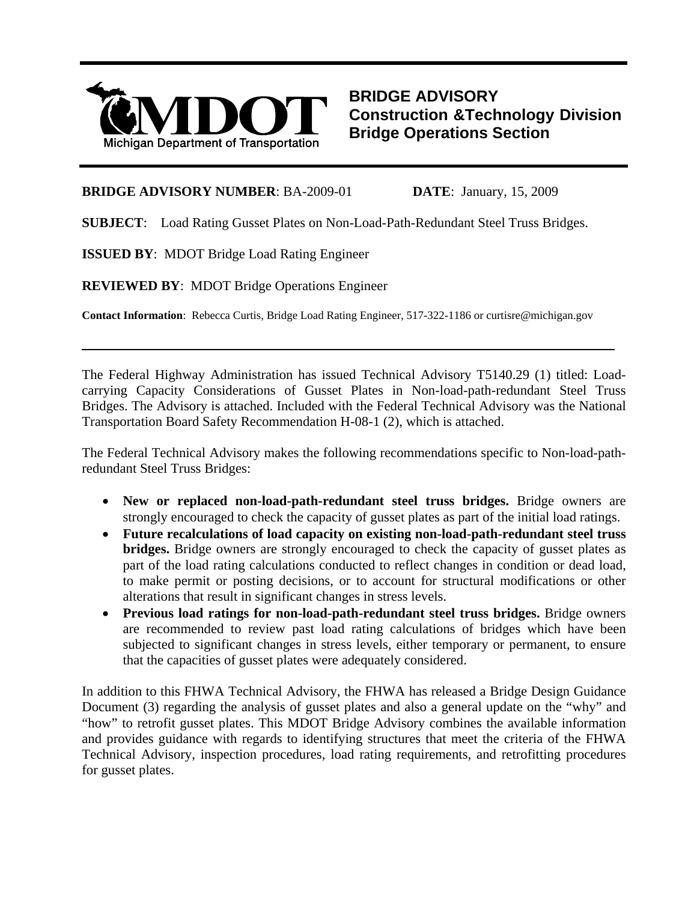**Michigan Department of Transportation (MDOT)**

# BRIDGE ADVISORY
## Construction &Technology Division
## Bridge Operations Section

**BRIDGE ADVISORY NUMBER**: BA-2009-01 **DATE**: January, 15, 2009

**SUBJECT**: Load Rating Gusset Plates on Non-Load-Path-Redundant Steel Truss Bridges.

**ISSUED BY**: MDOT Bridge Load Rating Engineer

**REVIEWED BY**: MDOT Bridge Operations Engineer

**Contact Information**: Rebecca Curtis, Bridge Load Rating Engineer, 517-322-1186 or curtisre@michigan.gov

---

The Federal Highway Administration has issued Technical Advisory T5140.29 (1) titled: Load-carrying Capacity Considerations of Gusset Plates in Non-load-path-redundant Steel Truss Bridges. The Advisory is attached. Included with the Federal Technical Advisory was the National Transportation Board Safety Recommendation H-08-1 (2), which is attached.

The Federal Technical Advisory makes the following recommendations specific to Non-load-path-redundant Steel Truss Bridges:

- **New or replaced non-load-path-redundant steel truss bridges.** Bridge owners are strongly encouraged to check the capacity of gusset plates as part of the initial load ratings.
- **Future recalculations of load capacity on existing non-load-path-redundant steel truss bridges.** Bridge owners are strongly encouraged to check the capacity of gusset plates as part of the load rating calculations conducted to reflect changes in condition or dead load, to make permit or posting decisions, or to account for structural modifications or other alterations that result in significant changes in stress levels.
- **Previous load ratings for non-load-path-redundant steel truss bridges.** Bridge owners are recommended to review past load rating calculations of bridges which have been subjected to significant changes in stress levels, either temporary or permanent, to ensure that the capacities of gusset plates were adequately considered.

In addition to this FHWA Technical Advisory, the FHWA has released a Bridge Design Guidance Document (3) regarding the analysis of gusset plates and also a general update on the "why" and "how" to retrofit gusset plates. This MDOT Bridge Advisory combines the available information and provides guidance with regards to identifying structures that meet the criteria of the FHWA Technical Advisory, inspection procedures, load rating requirements, and retrofitting procedures for gusset plates.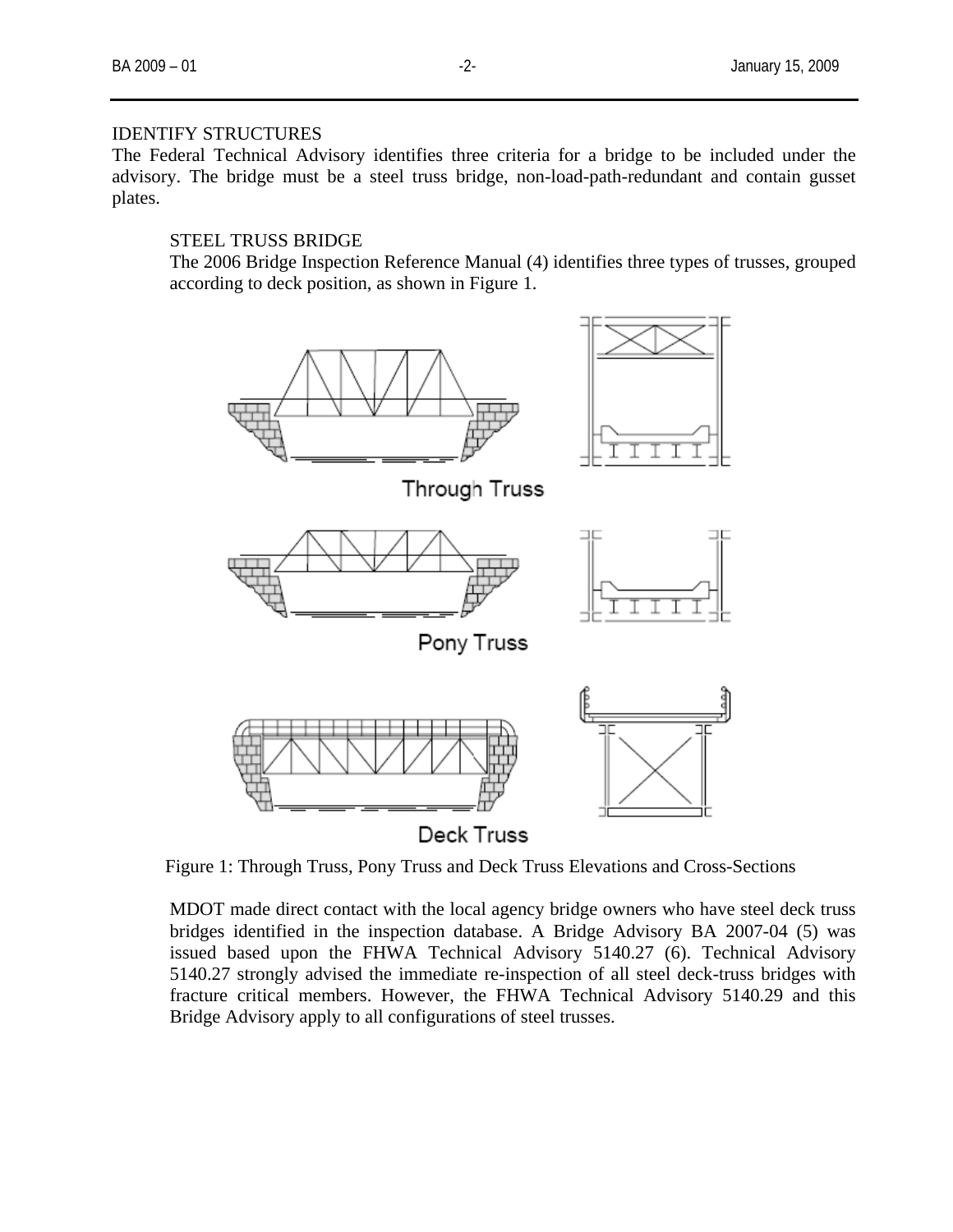## IDENTIFY STRUCTURES

The Federal Technical Advisory identifies three criteria for a bridge to be included under the advisory. The bridge must be a steel truss bridge, non-load-path-redundant and contain gusset plates.

### STEEL TRUSS BRIDGE

The 2006 Bridge Inspection Reference Manual (4) identifies three types of trusses, grouped according to deck position, as shown in Figure 1.

Figure 1: Through Truss, Pony Truss and Deck Truss Elevations and Cross-Sections

MDOT made direct contact with the local agency bridge owners who have steel deck truss bridges identified in the inspection database. A Bridge Advisory BA 2007-04 (5) was issued based upon the FHWA Technical Advisory 5140.27 (6). Technical Advisory 5140.27 strongly advised the immediate re-inspection of all steel deck-truss bridges with fracture critical members. However, the FHWA Technical Advisory 5140.29 and this Bridge Advisory apply to all configurations of steel trusses.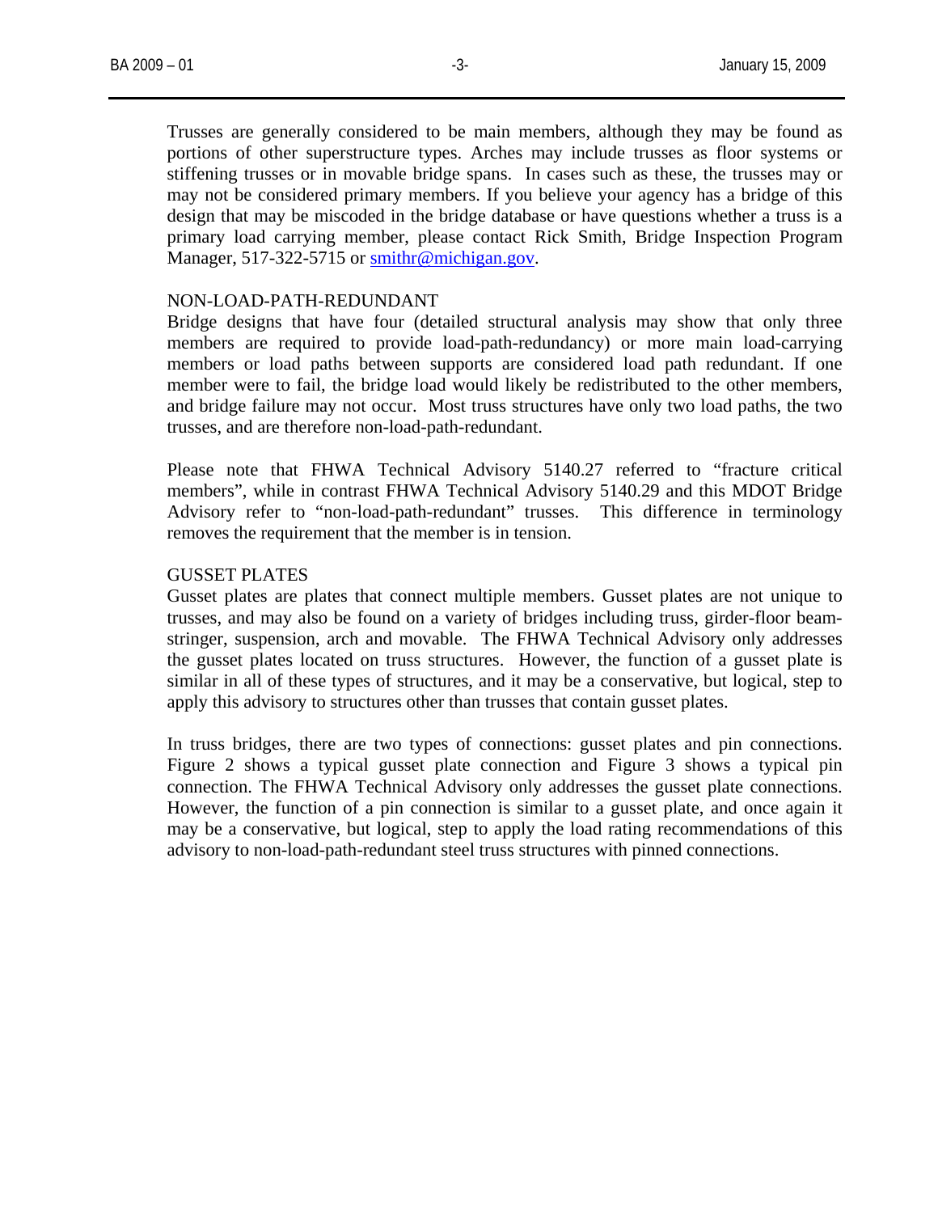Trusses are generally considered to be main members, although they may be found as portions of other superstructure types. Arches may include trusses as floor systems or stiffening trusses or in movable bridge spans. In cases such as these, the trusses may or may not be considered primary members. If you believe your agency has a bridge of this design that may be miscoded in the bridge database or have questions whether a truss is a primary load carrying member, please contact Rick Smith, Bridge Inspection Program Manager, 517-322-5715 or [smithr@michigan.gov](mailto:smithr@michigan.gov).

NON-LOAD-PATH-REDUNDANT

Bridge designs that have four (detailed structural analysis may show that only three members are required to provide load-path-redundancy) or more main load-carrying members or load paths between supports are considered load path redundant. If one member were to fail, the bridge load would likely be redistributed to the other members, and bridge failure may not occur. Most truss structures have only two load paths, the two trusses, and are therefore non-load-path-redundant.

Please note that FHWA Technical Advisory 5140.27 referred to "fracture critical members", while in contrast FHWA Technical Advisory 5140.29 and this MDOT Bridge Advisory refer to "non-load-path-redundant" trusses. This difference in terminology removes the requirement that the member is in tension.

GUSSET PLATES

Gusset plates are plates that connect multiple members. Gusset plates are not unique to trusses, and may also be found on a variety of bridges including truss, girder-floor beam-stringer, suspension, arch and movable. The FHWA Technical Advisory only addresses the gusset plates located on truss structures. However, the function of a gusset plate is similar in all of these types of structures, and it may be a conservative, but logical, step to apply this advisory to structures other than trusses that contain gusset plates.

In truss bridges, there are two types of connections: gusset plates and pin connections. Figure 2 shows a typical gusset plate connection and Figure 3 shows a typical pin connection. The FHWA Technical Advisory only addresses the gusset plate connections. However, the function of a pin connection is similar to a gusset plate, and once again it may be a conservative, but logical, step to apply the load rating recommendations of this advisory to non-load-path-redundant steel truss structures with pinned connections.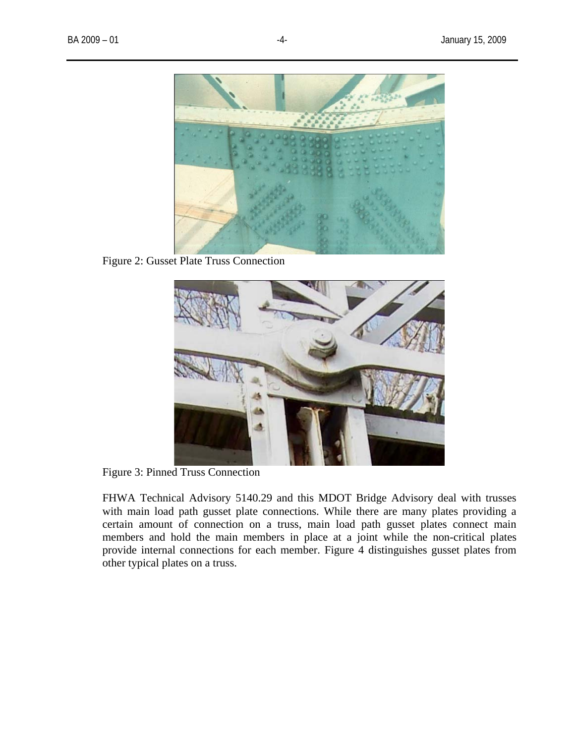Figure 2: Gusset Plate Truss Connection

Figure 3: Pinned Truss Connection

FHWA Technical Advisory 5140.29 and this MDOT Bridge Advisory deal with trusses with main load path gusset plate connections. While there are many plates providing a certain amount of connection on a truss, main load path gusset plates connect main members and hold the main members in place at a joint while the non-critical plates provide internal connections for each member. Figure 4 distinguishes gusset plates from other typical plates on a truss.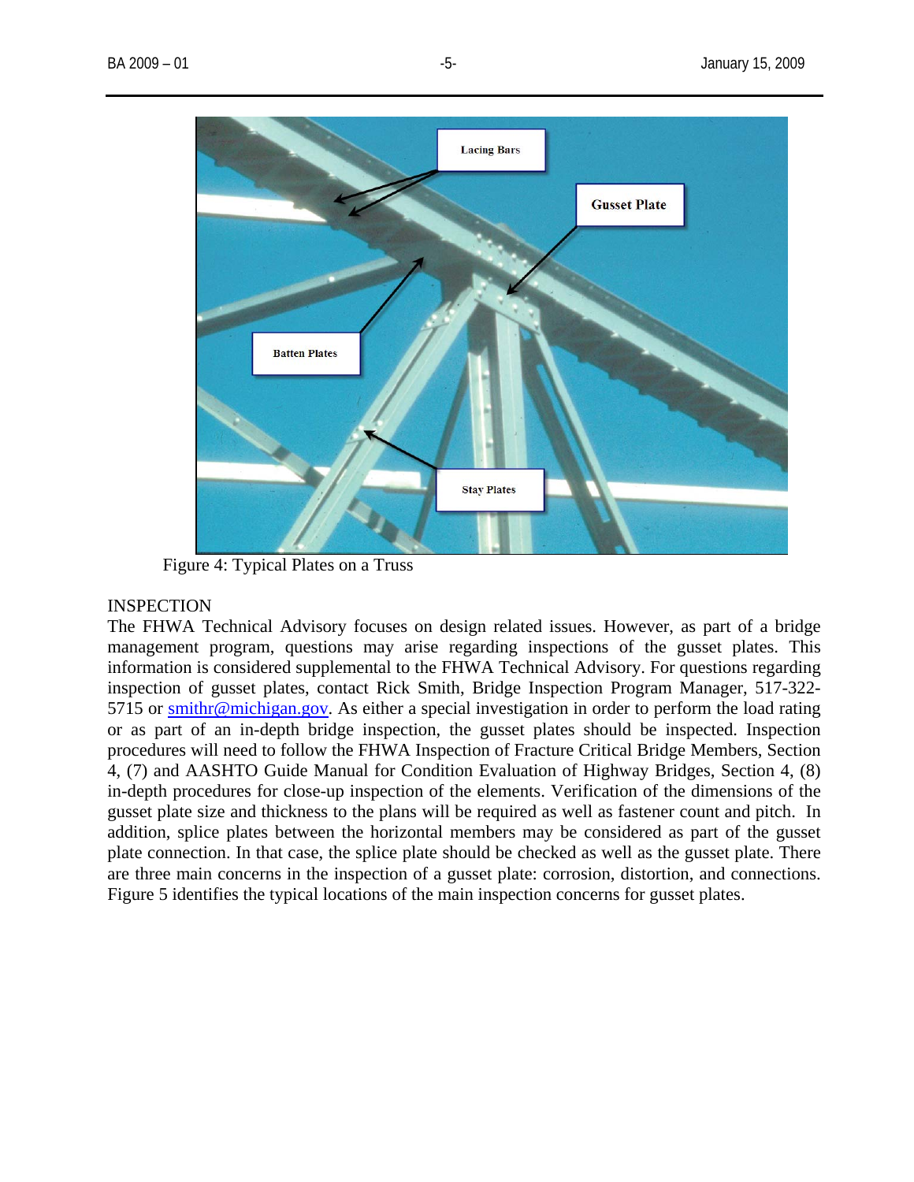Figure 4: Typical Plates on a Truss

INSPECTION

The FHWA Technical Advisory focuses on design related issues. However, as part of a bridge management program, questions may arise regarding inspections of the gusset plates. This information is considered supplemental to the FHWA Technical Advisory. For questions regarding inspection of gusset plates, contact Rick Smith, Bridge Inspection Program Manager, 517-322-5715 or smithr@michigan.gov. As either a special investigation in order to perform the load rating or as part of an in-depth bridge inspection, the gusset plates should be inspected. Inspection procedures will need to follow the FHWA Inspection of Fracture Critical Bridge Members, Section 4, (7) and AASHTO Guide Manual for Condition Evaluation of Highway Bridges, Section 4, (8) in-depth procedures for close-up inspection of the elements. Verification of the dimensions of the gusset plate size and thickness to the plans will be required as well as fastener count and pitch. In addition, splice plates between the horizontal members may be considered as part of the gusset plate connection. In that case, the splice plate should be checked as well as the gusset plate. There are three main concerns in the inspection of a gusset plate: corrosion, distortion, and connections. Figure 5 identifies the typical locations of the main inspection concerns for gusset plates.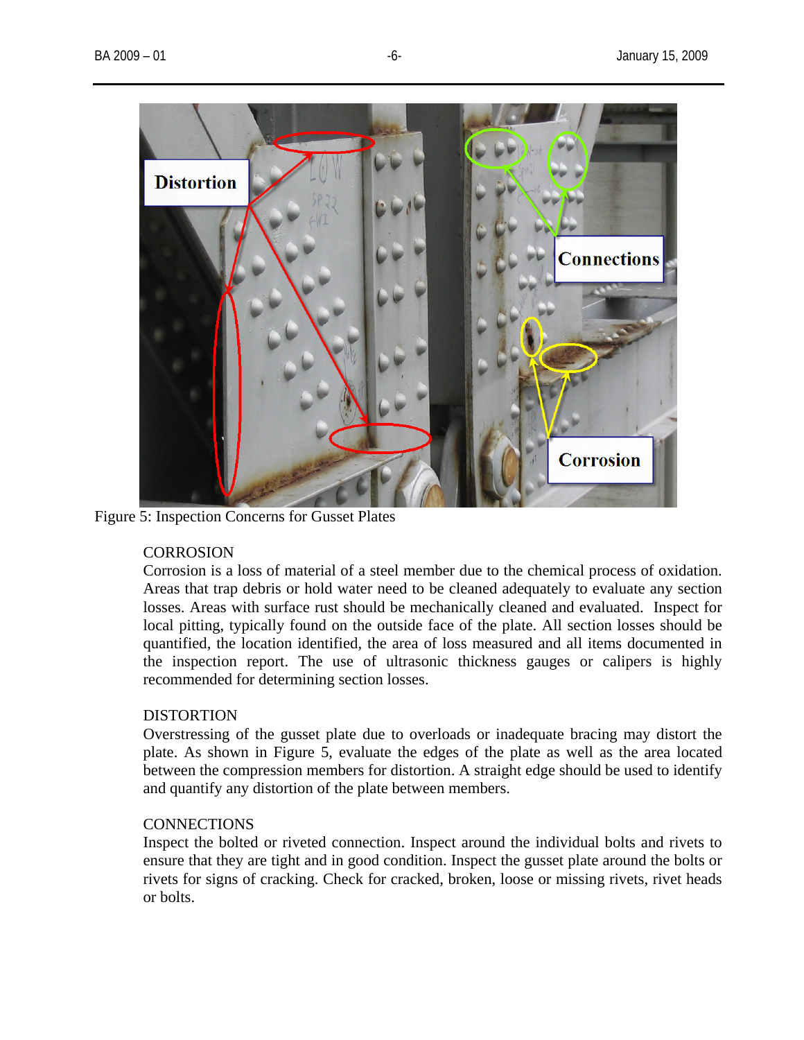Figure 5: Inspection Concerns for Gusset Plates

### CORROSION

Corrosion is a loss of material of a steel member due to the chemical process of oxidation. Areas that trap debris or hold water need to be cleaned adequately to evaluate any section losses. Areas with surface rust should be mechanically cleaned and evaluated. Inspect for local pitting, typically found on the outside face of the plate. All section losses should be quantified, the location identified, the area of loss measured and all items documented in the inspection report. The use of ultrasonic thickness gauges or calipers is highly recommended for determining section losses.

### DISTORTION

Overstressing of the gusset plate due to overloads or inadequate bracing may distort the plate. As shown in Figure 5, evaluate the edges of the plate as well as the area located between the compression members for distortion. A straight edge should be used to identify and quantify any distortion of the plate between members.

### CONNECTIONS

Inspect the bolted or riveted connection. Inspect around the individual bolts and rivets to ensure that they are tight and in good condition. Inspect the gusset plate around the bolts or rivets for signs of cracking. Check for cracked, broken, loose or missing rivets, rivet heads or bolts.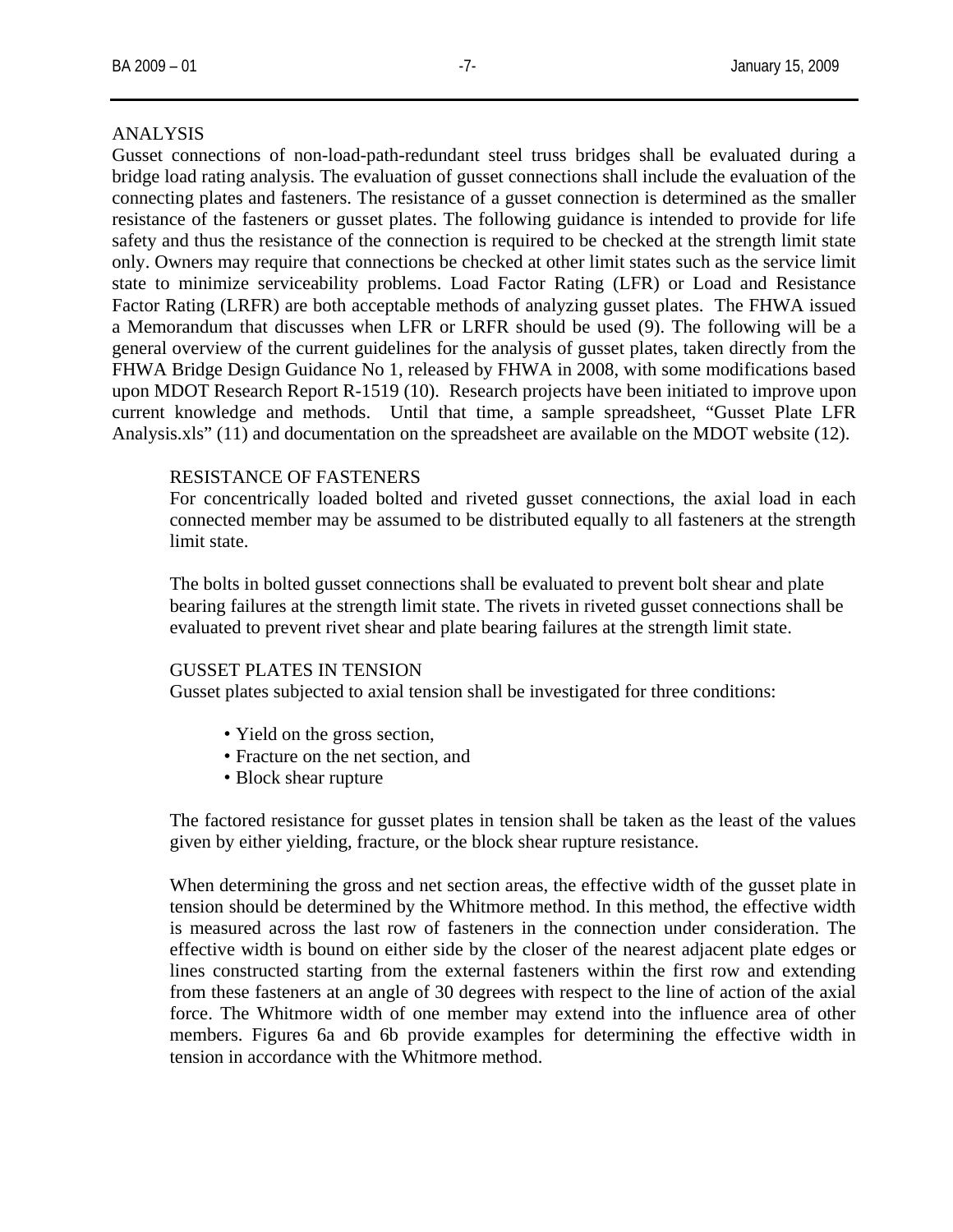## ANALYSIS

Gusset connections of non-load-path-redundant steel truss bridges shall be evaluated during a bridge load rating analysis. The evaluation of gusset connections shall include the evaluation of the connecting plates and fasteners. The resistance of a gusset connection is determined as the smaller resistance of the fasteners or gusset plates. The following guidance is intended to provide for life safety and thus the resistance of the connection is required to be checked at the strength limit state only. Owners may require that connections be checked at other limit states such as the service limit state to minimize serviceability problems. Load Factor Rating (LFR) or Load and Resistance Factor Rating (LRFR) are both acceptable methods of analyzing gusset plates. The FHWA issued a Memorandum that discusses when LFR or LRFR should be used (9). The following will be a general overview of the current guidelines for the analysis of gusset plates, taken directly from the FHWA Bridge Design Guidance No 1, released by FHWA in 2008, with some modifications based upon MDOT Research Report R-1519 (10). Research projects have been initiated to improve upon current knowledge and methods. Until that time, a sample spreadsheet, "Gusset Plate LFR Analysis.xls" (11) and documentation on the spreadsheet are available on the MDOT website (12).

### RESISTANCE OF FASTENERS

For concentrically loaded bolted and riveted gusset connections, the axial load in each connected member may be assumed to be distributed equally to all fasteners at the strength limit state.

The bolts in bolted gusset connections shall be evaluated to prevent bolt shear and plate bearing failures at the strength limit state. The rivets in riveted gusset connections shall be evaluated to prevent rivet shear and plate bearing failures at the strength limit state.

### GUSSET PLATES IN TENSION

Gusset plates subjected to axial tension shall be investigated for three conditions:

- Yield on the gross section,
- Fracture on the net section, and
- Block shear rupture

The factored resistance for gusset plates in tension shall be taken as the least of the values given by either yielding, fracture, or the block shear rupture resistance.

When determining the gross and net section areas, the effective width of the gusset plate in tension should be determined by the Whitmore method. In this method, the effective width is measured across the last row of fasteners in the connection under consideration. The effective width is bound on either side by the closer of the nearest adjacent plate edges or lines constructed starting from the external fasteners within the first row and extending from these fasteners at an angle of 30 degrees with respect to the line of action of the axial force. The Whitmore width of one member may extend into the influence area of other members. Figures 6a and 6b provide examples for determining the effective width in tension in accordance with the Whitmore method.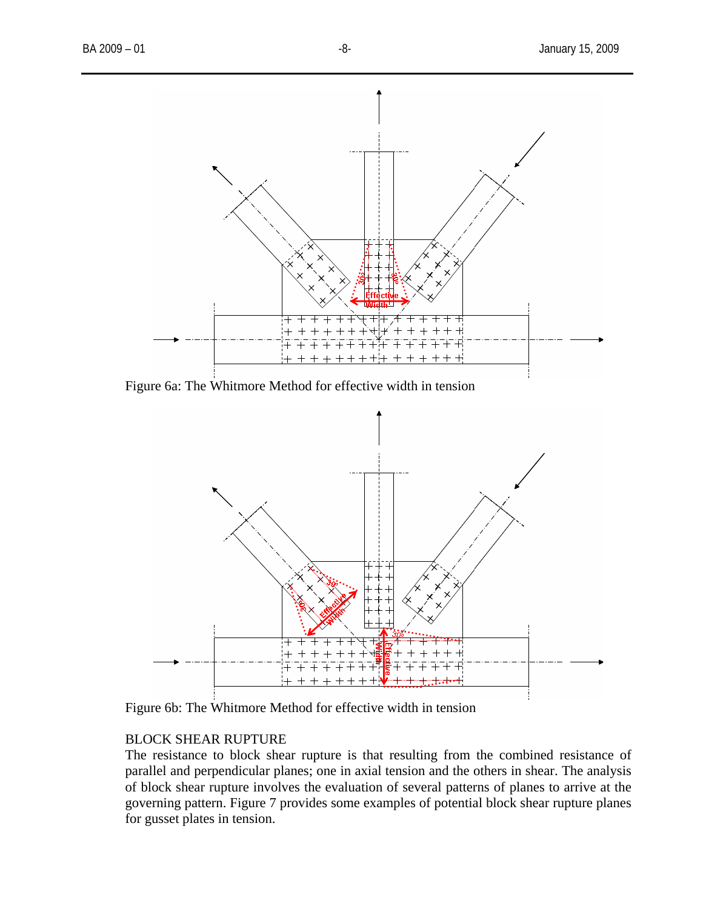Figure 6a: The Whitmore Method for effective width in tension

Figure 6b: The Whitmore Method for effective width in tension

BLOCK SHEAR RUPTURE

The resistance to block shear rupture is that resulting from the combined resistance of parallel and perpendicular planes; one in axial tension and the others in shear. The analysis of block shear rupture involves the evaluation of several patterns of planes to arrive at the governing pattern. Figure 7 provides some examples of potential block shear rupture planes for gusset plates in tension.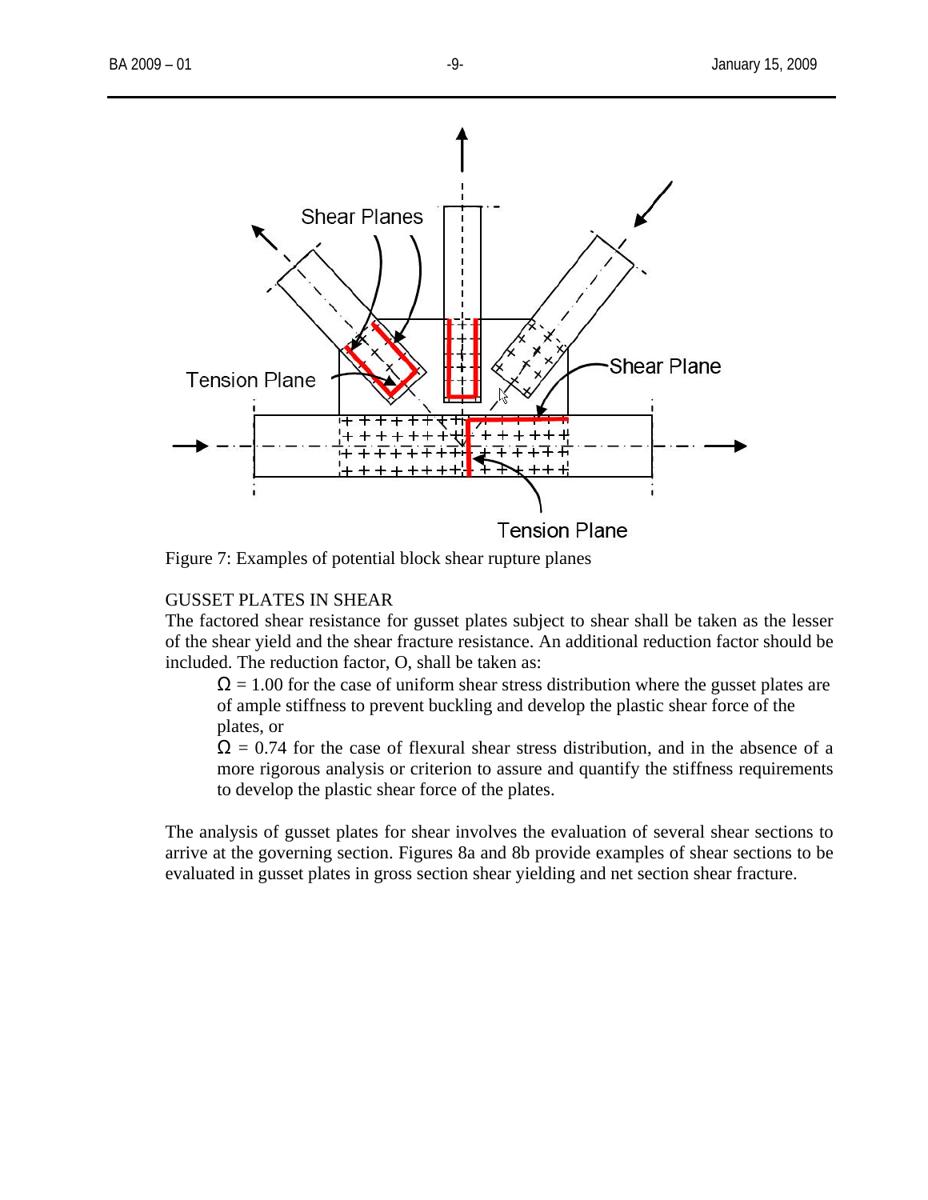Figure 7: Examples of potential block shear rupture planes

GUSSET PLATES IN SHEAR

The factored shear resistance for gusset plates subject to shear shall be taken as the lesser of the shear yield and the shear fracture resistance. An additional reduction factor should be included. The reduction factor, O, shall be taken as:

> $\Omega$ = 1.00 for the case of uniform shear stress distribution where the gusset plates are of ample stiffness to prevent buckling and develop the plastic shear force of the plates, or
>
> $\Omega$ = 0.74 for the case of flexural shear stress distribution, and in the absence of a more rigorous analysis or criterion to assure and quantify the stiffness requirements to develop the plastic shear force of the plates.

The analysis of gusset plates for shear involves the evaluation of several shear sections to arrive at the governing section. Figures 8a and 8b provide examples of shear sections to be evaluated in gusset plates in gross section shear yielding and net section shear fracture.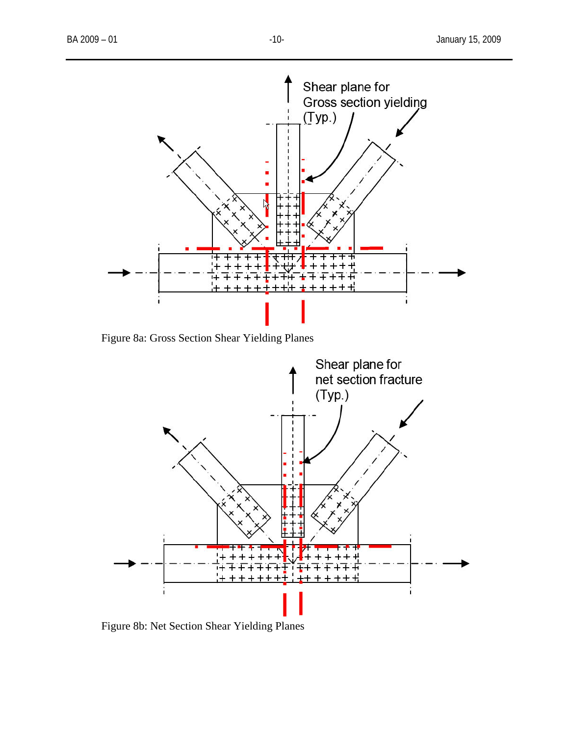Shear plane for Gross section yielding (Typ.)

Figure 8a: Gross Section Shear Yielding Planes

Shear plane for net section fracture (Typ.)

Figure 8b: Net Section Shear Yielding Planes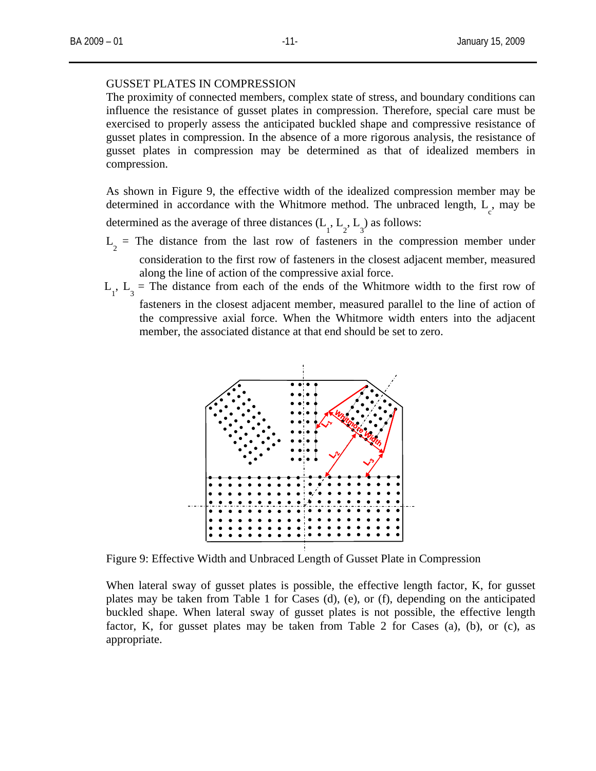GUSSET PLATES IN COMPRESSION

The proximity of connected members, complex state of stress, and boundary conditions can influence the resistance of gusset plates in compression. Therefore, special care must be exercised to properly assess the anticipated buckled shape and compressive resistance of gusset plates in compression. In the absence of a more rigorous analysis, the resistance of gusset plates in compression may be determined as that of idealized members in compression.

As shown in Figure 9, the effective width of the idealized compression member may be determined in accordance with the Whitmore method. The unbraced length, $L_c$, may be determined as the average of three distances ($L_1$, $L_2$, $L_3$) as follows:

$L_2$ = The distance from the last row of fasteners in the compression member under consideration to the first row of fasteners in the closest adjacent member, measured along the line of action of the compressive axial force.

$L_1$, $L_3$ = The distance from each of the ends of the Whitmore width to the first row of fasteners in the closest adjacent member, measured parallel to the line of action of the compressive axial force. When the Whitmore width enters into the adjacent member, the associated distance at that end should be set to zero.

Figure 9: Effective Width and Unbraced Length of Gusset Plate in Compression

When lateral sway of gusset plates is possible, the effective length factor, K, for gusset plates may be taken from Table 1 for Cases (d), (e), or (f), depending on the anticipated buckled shape. When lateral sway of gusset plates is not possible, the effective length factor, K, for gusset plates may be taken from Table 2 for Cases (a), (b), or (c), as appropriate.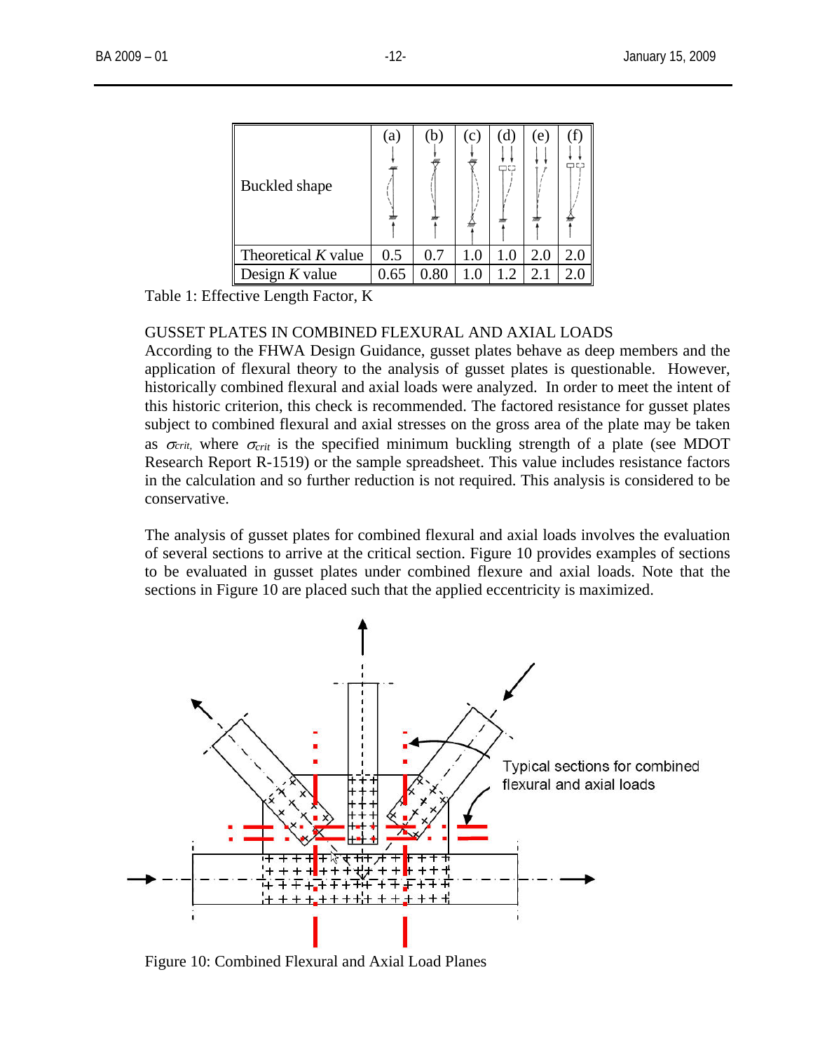| Buckled shape | (a) | (b) | (c) | (d) | (e) | (f) |
|---|---|---|---|---|---|---|
| Theoretical $K$ value | 0.5 | 0.7 | 1.0 | 1.0 | 2.0 | 2.0 |
| Design $K$ value | 0.65 | 0.80 | 1.0 | 1.2 | 2.1 | 2.0 |

Table 1: Effective Length Factor, K

GUSSET PLATES IN COMBINED FLEXURAL AND AXIAL LOADS

According to the FHWA Design Guidance, gusset plates behave as deep members and the application of flexural theory to the analysis of gusset plates is questionable. However, historically combined flexural and axial loads were analyzed. In order to meet the intent of this historic criterion, this check is recommended. The factored resistance for gusset plates subject to combined flexural and axial stresses on the gross area of the plate may be taken as $\sigma_{crit}$, where $\sigma_{crit}$ is the specified minimum buckling strength of a plate (see MDOT Research Report R-1519) or the sample spreadsheet. This value includes resistance factors in the calculation and so further reduction is not required. This analysis is considered to be conservative.

The analysis of gusset plates for combined flexural and axial loads involves the evaluation of several sections to arrive at the critical section. Figure 10 provides examples of sections to be evaluated in gusset plates under combined flexure and axial loads. Note that the sections in Figure 10 are placed such that the applied eccentricity is maximized.

Typical sections for combined flexural and axial loads

Figure 10: Combined Flexural and Axial Load Planes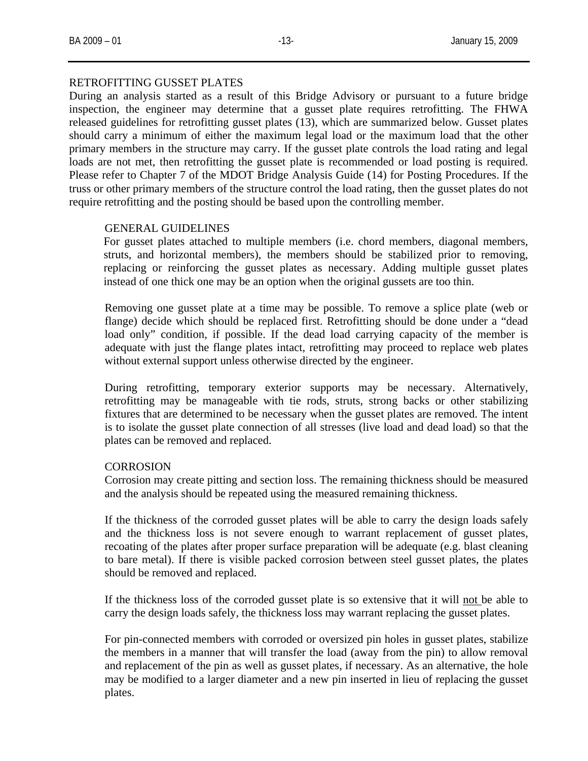## RETROFITTING GUSSET PLATES

During an analysis started as a result of this Bridge Advisory or pursuant to a future bridge inspection, the engineer may determine that a gusset plate requires retrofitting. The FHWA released guidelines for retrofitting gusset plates (13), which are summarized below. Gusset plates should carry a minimum of either the maximum legal load or the maximum load that the other primary members in the structure may carry. If the gusset plate controls the load rating and legal loads are not met, then retrofitting the gusset plate is recommended or load posting is required. Please refer to Chapter 7 of the MDOT Bridge Analysis Guide (14) for Posting Procedures. If the truss or other primary members of the structure control the load rating, then the gusset plates do not require retrofitting and the posting should be based upon the controlling member.

### GENERAL GUIDELINES

For gusset plates attached to multiple members (i.e. chord members, diagonal members, struts, and horizontal members), the members should be stabilized prior to removing, replacing or reinforcing the gusset plates as necessary. Adding multiple gusset plates instead of one thick one may be an option when the original gussets are too thin.

Removing one gusset plate at a time may be possible. To remove a splice plate (web or flange) decide which should be replaced first. Retrofitting should be done under a "dead load only" condition, if possible. If the dead load carrying capacity of the member is adequate with just the flange plates intact, retrofitting may proceed to replace web plates without external support unless otherwise directed by the engineer.

During retrofitting, temporary exterior supports may be necessary. Alternatively, retrofitting may be manageable with tie rods, struts, strong backs or other stabilizing fixtures that are determined to be necessary when the gusset plates are removed. The intent is to isolate the gusset plate connection of all stresses (live load and dead load) so that the plates can be removed and replaced.

### CORROSION

Corrosion may create pitting and section loss. The remaining thickness should be measured and the analysis should be repeated using the measured remaining thickness.

If the thickness of the corroded gusset plates will be able to carry the design loads safely and the thickness loss is not severe enough to warrant replacement of gusset plates, recoating of the plates after proper surface preparation will be adequate (e.g. blast cleaning to bare metal). If there is visible packed corrosion between steel gusset plates, the plates should be removed and replaced.

If the thickness loss of the corroded gusset plate is so extensive that it will <u>not</u> be able to carry the design loads safely, the thickness loss may warrant replacing the gusset plates.

For pin-connected members with corroded or oversized pin holes in gusset plates, stabilize the members in a manner that will transfer the load (away from the pin) to allow removal and replacement of the pin as well as gusset plates, if necessary. As an alternative, the hole may be modified to a larger diameter and a new pin inserted in lieu of replacing the gusset plates.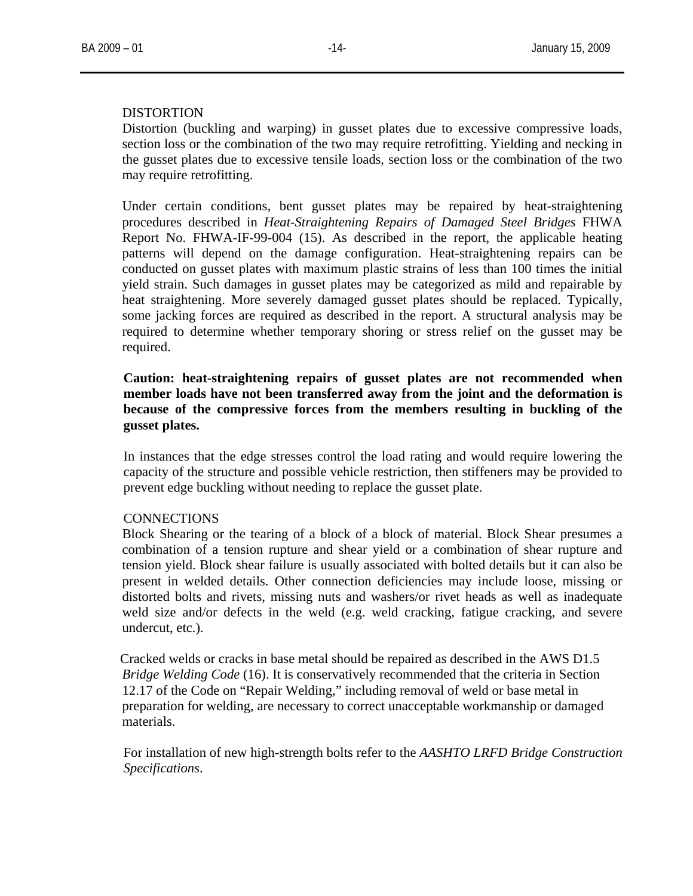DISTORTION

Distortion (buckling and warping) in gusset plates due to excessive compressive loads, section loss or the combination of the two may require retrofitting. Yielding and necking in the gusset plates due to excessive tensile loads, section loss or the combination of the two may require retrofitting.

Under certain conditions, bent gusset plates may be repaired by heat-straightening procedures described in *Heat-Straightening Repairs of Damaged Steel Bridges* FHWA Report No. FHWA-IF-99-004 (15). As described in the report, the applicable heating patterns will depend on the damage configuration. Heat-straightening repairs can be conducted on gusset plates with maximum plastic strains of less than 100 times the initial yield strain. Such damages in gusset plates may be categorized as mild and repairable by heat straightening. More severely damaged gusset plates should be replaced. Typically, some jacking forces are required as described in the report. A structural analysis may be required to determine whether temporary shoring or stress relief on the gusset may be required.

**Caution: heat-straightening repairs of gusset plates are not recommended when member loads have not been transferred away from the joint and the deformation is because of the compressive forces from the members resulting in buckling of the gusset plates.**

In instances that the edge stresses control the load rating and would require lowering the capacity of the structure and possible vehicle restriction, then stiffeners may be provided to prevent edge buckling without needing to replace the gusset plate.

CONNECTIONS

Block Shearing or the tearing of a block of a block of material. Block Shear presumes a combination of a tension rupture and shear yield or a combination of shear rupture and tension yield. Block shear failure is usually associated with bolted details but it can also be present in welded details. Other connection deficiencies may include loose, missing or distorted bolts and rivets, missing nuts and washers/or rivet heads as well as inadequate weld size and/or defects in the weld (e.g. weld cracking, fatigue cracking, and severe undercut, etc.).

Cracked welds or cracks in base metal should be repaired as described in the AWS D1.5 *Bridge Welding Code* (16). It is conservatively recommended that the criteria in Section 12.17 of the Code on "Repair Welding," including removal of weld or base metal in preparation for welding, are necessary to correct unacceptable workmanship or damaged materials.

For installation of new high-strength bolts refer to the *AASHTO LRFD Bridge Construction Specifications*.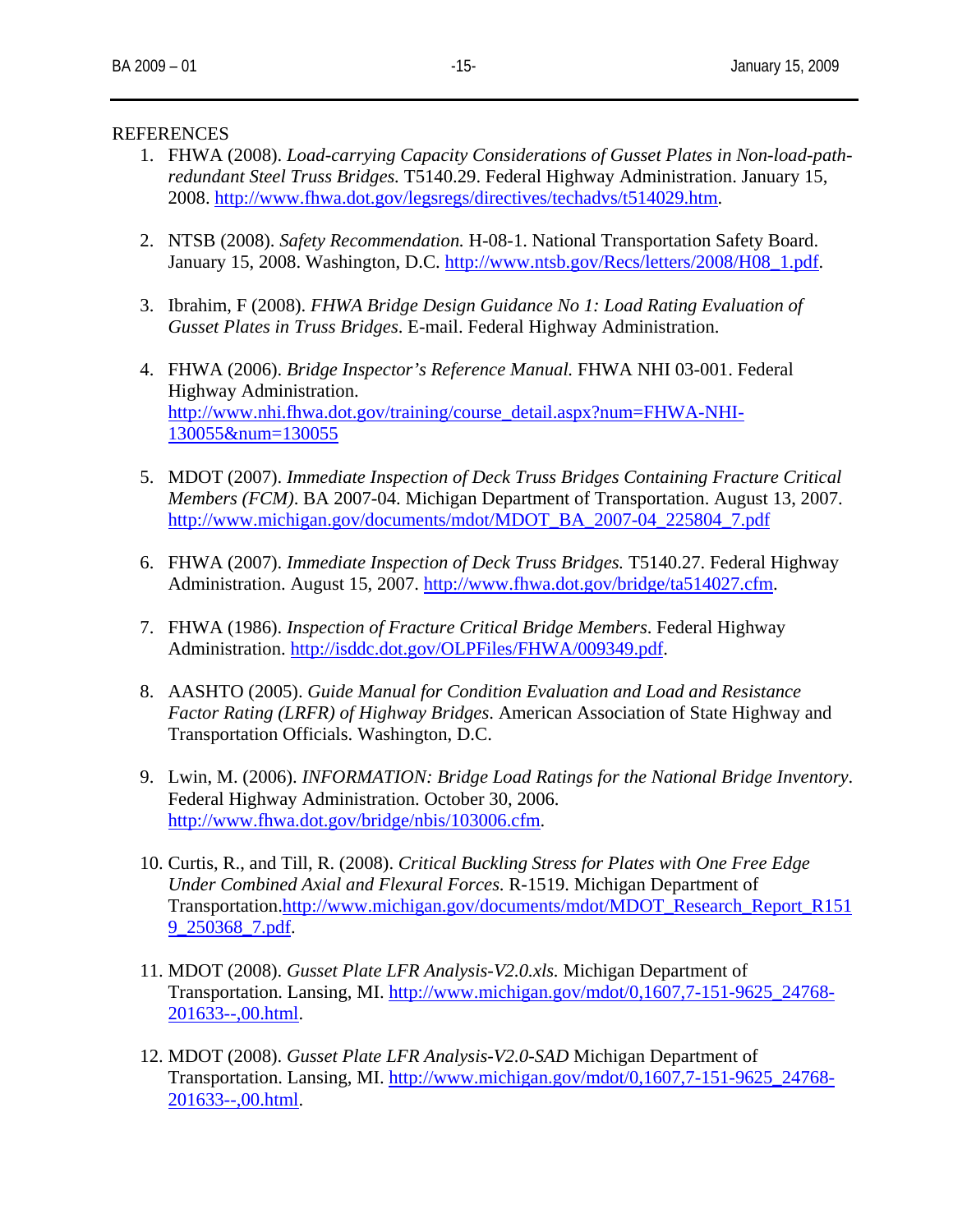REFERENCES

1. FHWA (2008). *Load-carrying Capacity Considerations of Gusset Plates in Non-load-path-redundant Steel Truss Bridges.* T5140.29. Federal Highway Administration. January 15, 2008. http://www.fhwa.dot.gov/legsregs/directives/techadvs/t514029.htm.

2. NTSB (2008). *Safety Recommendation.* H-08-1. National Transportation Safety Board. January 15, 2008. Washington, D.C. http://www.ntsb.gov/Recs/letters/2008/H08_1.pdf.

3. Ibrahim, F (2008). *FHWA Bridge Design Guidance No 1: Load Rating Evaluation of Gusset Plates in Truss Bridges*. E-mail. Federal Highway Administration.

4. FHWA (2006). *Bridge Inspector's Reference Manual.* FHWA NHI 03-001. Federal Highway Administration. http://www.nhi.fhwa.dot.gov/training/course_detail.aspx?num=FHWA-NHI-130055&num=130055

5. MDOT (2007). *Immediate Inspection of Deck Truss Bridges Containing Fracture Critical Members (FCM)*. BA 2007-04. Michigan Department of Transportation. August 13, 2007. http://www.michigan.gov/documents/mdot/MDOT_BA_2007-04_225804_7.pdf

6. FHWA (2007). *Immediate Inspection of Deck Truss Bridges.* T5140.27. Federal Highway Administration. August 15, 2007. http://www.fhwa.dot.gov/bridge/ta514027.cfm.

7. FHWA (1986). *Inspection of Fracture Critical Bridge Members*. Federal Highway Administration. http://isddc.dot.gov/OLPFiles/FHWA/009349.pdf.

8. AASHTO (2005). *Guide Manual for Condition Evaluation and Load and Resistance Factor Rating (LRFR) of Highway Bridges*. American Association of State Highway and Transportation Officials. Washington, D.C.

9. Lwin, M. (2006). *INFORMATION: Bridge Load Ratings for the National Bridge Inventory*. Federal Highway Administration. October 30, 2006. http://www.fhwa.dot.gov/bridge/nbis/103006.cfm.

10. Curtis, R., and Till, R. (2008). *Critical Buckling Stress for Plates with One Free Edge Under Combined Axial and Flexural Forces*. R-1519. Michigan Department of Transportation.http://www.michigan.gov/documents/mdot/MDOT_Research_Report_R1519_250368_7.pdf.

11. MDOT (2008). *Gusset Plate LFR Analysis-V2.0.xls.* Michigan Department of Transportation. Lansing, MI. http://www.michigan.gov/mdot/0,1607,7-151-9625_24768-201633--,00.html.

12. MDOT (2008). *Gusset Plate LFR Analysis-V2.0-SAD* Michigan Department of Transportation. Lansing, MI. http://www.michigan.gov/mdot/0,1607,7-151-9625_24768-201633--,00.html.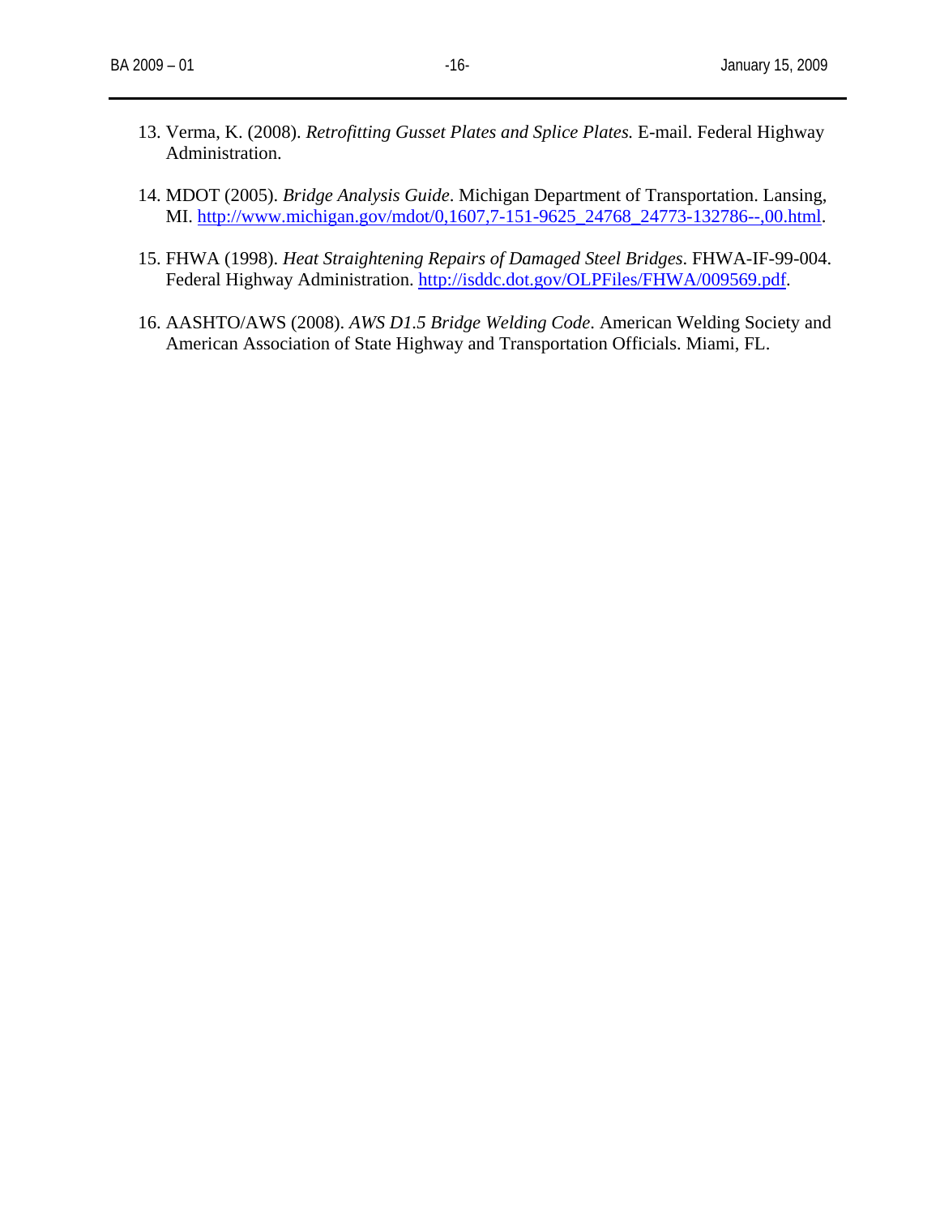13. Verma, K. (2008). *Retrofitting Gusset Plates and Splice Plates.* E-mail. Federal Highway Administration.

14. MDOT (2005). *Bridge Analysis Guide*. Michigan Department of Transportation. Lansing, MI. http://www.michigan.gov/mdot/0,1607,7-151-9625_24768_24773-132786--,00.html.

15. FHWA (1998). *Heat Straightening Repairs of Damaged Steel Bridges*. FHWA-IF-99-004. Federal Highway Administration. http://isddc.dot.gov/OLPFiles/FHWA/009569.pdf.

16. AASHTO/AWS (2008). *AWS D1.5 Bridge Welding Code*. American Welding Society and American Association of State Highway and Transportation Officials. Miami, FL.